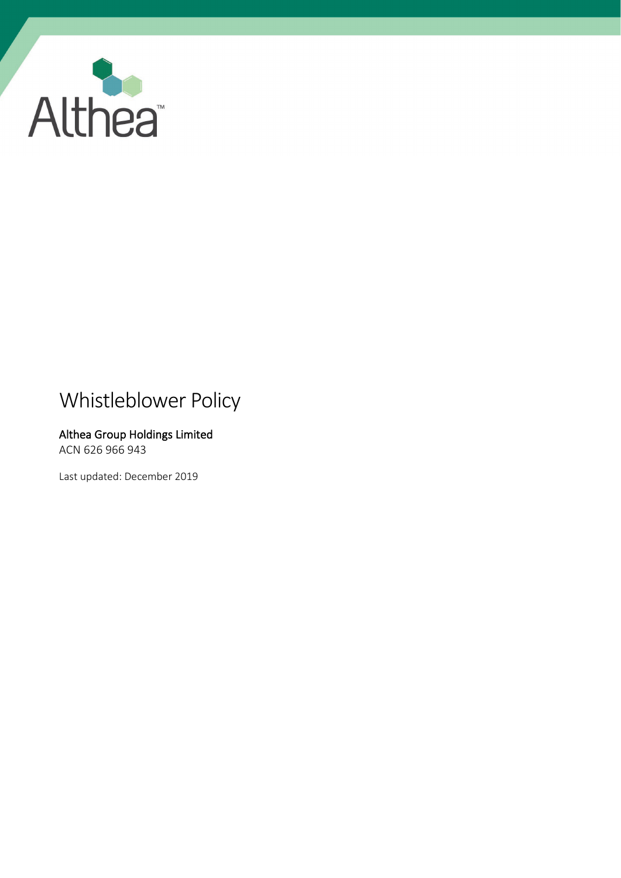Althea™

# Whistleblower Policy

**Althea Group Holdings Limited**
ACN 626 966 943

Last updated: December 2019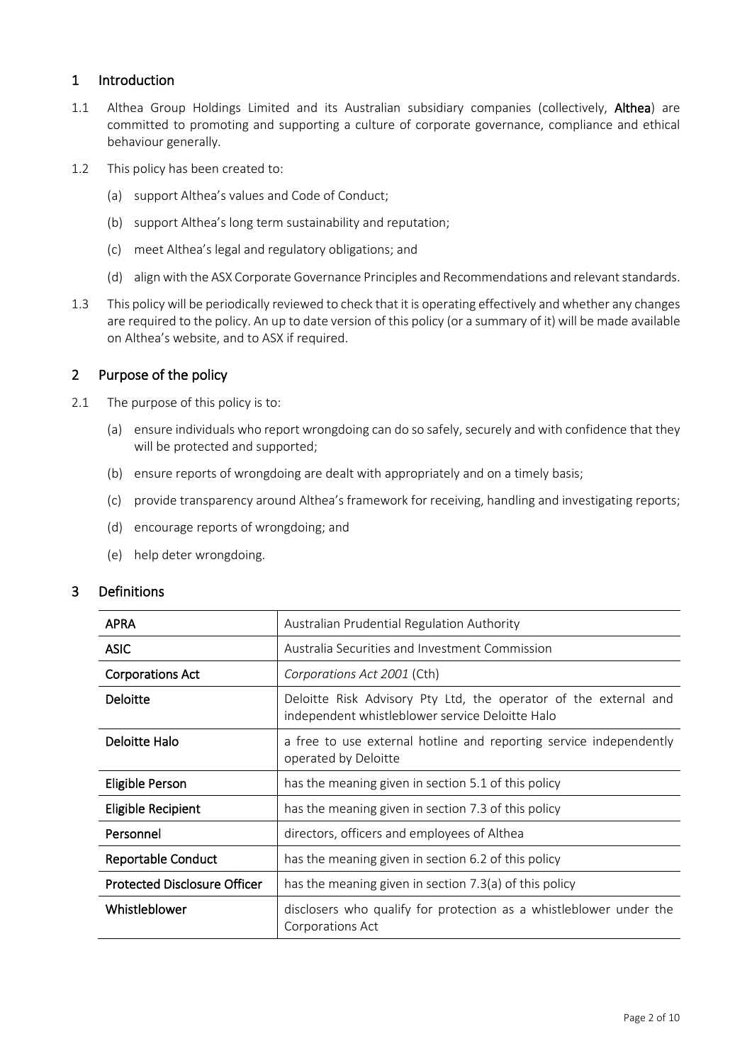## 1 Introduction

1.1 Althea Group Holdings Limited and its Australian subsidiary companies (collectively, **Althea**) are committed to promoting and supporting a culture of corporate governance, compliance and ethical behaviour generally.

1.2 This policy has been created to:

(a) support Althea's values and Code of Conduct;

(b) support Althea's long term sustainability and reputation;

(c) meet Althea's legal and regulatory obligations; and

(d) align with the ASX Corporate Governance Principles and Recommendations and relevant standards.

1.3 This policy will be periodically reviewed to check that it is operating effectively and whether any changes are required to the policy. An up to date version of this policy (or a summary of it) will be made available on Althea's website, and to ASX if required.

## 2 Purpose of the policy

2.1 The purpose of this policy is to:

(a) ensure individuals who report wrongdoing can do so safely, securely and with confidence that they will be protected and supported;

(b) ensure reports of wrongdoing are dealt with appropriately and on a timely basis;

(c) provide transparency around Althea's framework for receiving, handling and investigating reports;

(d) encourage reports of wrongdoing; and

(e) help deter wrongdoing.

## 3 Definitions

| | |
|---|---|
| **APRA** | Australian Prudential Regulation Authority |
| **ASIC** | Australia Securities and Investment Commission |
| **Corporations Act** | *Corporations Act 2001* (Cth) |
| **Deloitte** | Deloitte Risk Advisory Pty Ltd, the operator of the external and independent whistleblower service Deloitte Halo |
| **Deloitte Halo** | a free to use external hotline and reporting service independently operated by Deloitte |
| **Eligible Person** | has the meaning given in section 5.1 of this policy |
| **Eligible Recipient** | has the meaning given in section 7.3 of this policy |
| **Personnel** | directors, officers and employees of Althea |
| **Reportable Conduct** | has the meaning given in section 6.2 of this policy |
| **Protected Disclosure Officer** | has the meaning given in section 7.3(a) of this policy |
| **Whistleblower** | disclosers who qualify for protection as a whistleblower under the Corporations Act |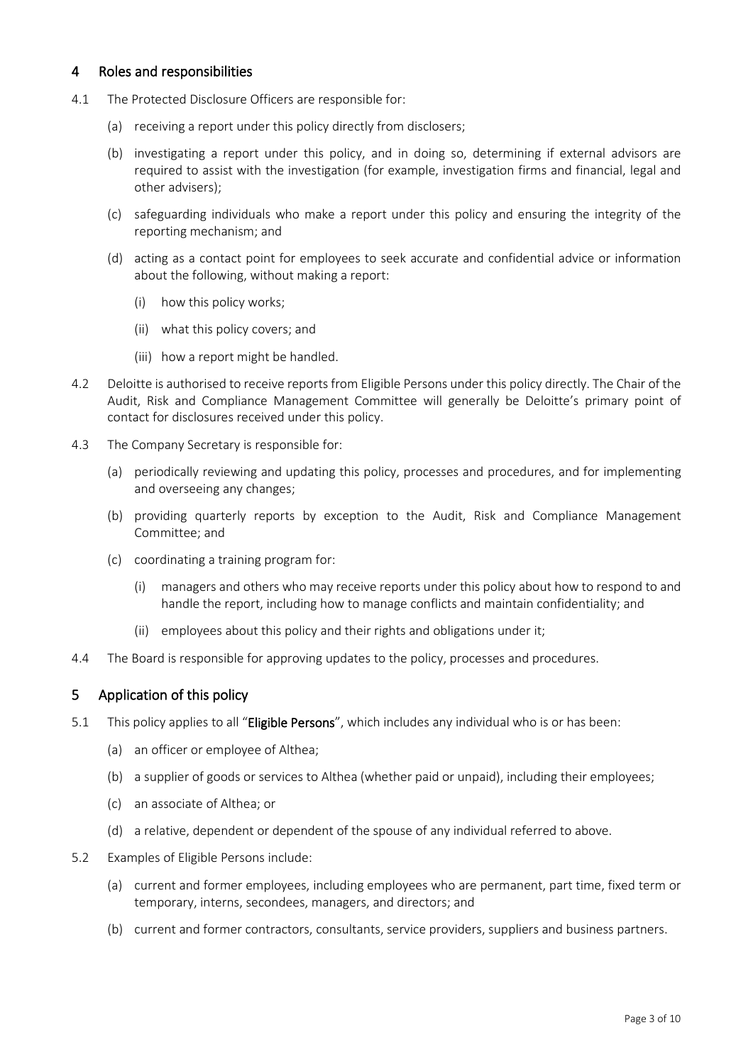## 4 Roles and responsibilities

4.1 The Protected Disclosure Officers are responsible for:

(a) receiving a report under this policy directly from disclosers;

(b) investigating a report under this policy, and in doing so, determining if external advisors are required to assist with the investigation (for example, investigation firms and financial, legal and other advisers);

(c) safeguarding individuals who make a report under this policy and ensuring the integrity of the reporting mechanism; and

(d) acting as a contact point for employees to seek accurate and confidential advice or information about the following, without making a report:

(i) how this policy works;

(ii) what this policy covers; and

(iii) how a report might be handled.

4.2 Deloitte is authorised to receive reports from Eligible Persons under this policy directly. The Chair of the Audit, Risk and Compliance Management Committee will generally be Deloitte's primary point of contact for disclosures received under this policy.

4.3 The Company Secretary is responsible for:

(a) periodically reviewing and updating this policy, processes and procedures, and for implementing and overseeing any changes;

(b) providing quarterly reports by exception to the Audit, Risk and Compliance Management Committee; and

(c) coordinating a training program for:

(i) managers and others who may receive reports under this policy about how to respond to and handle the report, including how to manage conflicts and maintain confidentiality; and

(ii) employees about this policy and their rights and obligations under it;

4.4 The Board is responsible for approving updates to the policy, processes and procedures.

## 5 Application of this policy

5.1 This policy applies to all "**Eligible Persons**", which includes any individual who is or has been:

(a) an officer or employee of Althea;

(b) a supplier of goods or services to Althea (whether paid or unpaid), including their employees;

(c) an associate of Althea; or

(d) a relative, dependent or dependent of the spouse of any individual referred to above.

5.2 Examples of Eligible Persons include:

(a) current and former employees, including employees who are permanent, part time, fixed term or temporary, interns, secondees, managers, and directors; and

(b) current and former contractors, consultants, service providers, suppliers and business partners.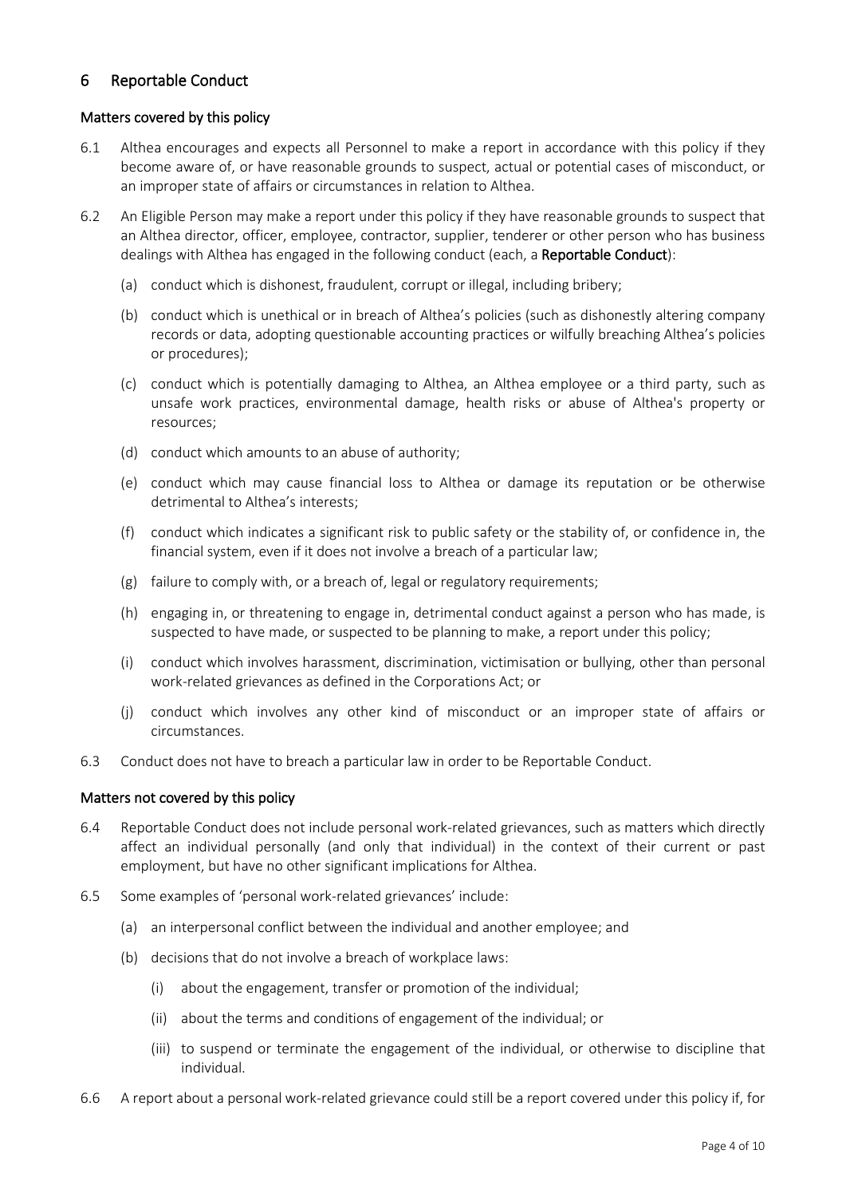## 6 Reportable Conduct

### Matters covered by this policy

6.1 Althea encourages and expects all Personnel to make a report in accordance with this policy if they become aware of, or have reasonable grounds to suspect, actual or potential cases of misconduct, or an improper state of affairs or circumstances in relation to Althea.

6.2 An Eligible Person may make a report under this policy if they have reasonable grounds to suspect that an Althea director, officer, employee, contractor, supplier, tenderer or other person who has business dealings with Althea has engaged in the following conduct (each, a **Reportable Conduct**):

(a) conduct which is dishonest, fraudulent, corrupt or illegal, including bribery;

(b) conduct which is unethical or in breach of Althea's policies (such as dishonestly altering company records or data, adopting questionable accounting practices or wilfully breaching Althea's policies or procedures);

(c) conduct which is potentially damaging to Althea, an Althea employee or a third party, such as unsafe work practices, environmental damage, health risks or abuse of Althea's property or resources;

(d) conduct which amounts to an abuse of authority;

(e) conduct which may cause financial loss to Althea or damage its reputation or be otherwise detrimental to Althea's interests;

(f) conduct which indicates a significant risk to public safety or the stability of, or confidence in, the financial system, even if it does not involve a breach of a particular law;

(g) failure to comply with, or a breach of, legal or regulatory requirements;

(h) engaging in, or threatening to engage in, detrimental conduct against a person who has made, is suspected to have made, or suspected to be planning to make, a report under this policy;

(i) conduct which involves harassment, discrimination, victimisation or bullying, other than personal work-related grievances as defined in the Corporations Act; or

(j) conduct which involves any other kind of misconduct or an improper state of affairs or circumstances.

6.3 Conduct does not have to breach a particular law in order to be Reportable Conduct.

### Matters not covered by this policy

6.4 Reportable Conduct does not include personal work-related grievances, such as matters which directly affect an individual personally (and only that individual) in the context of their current or past employment, but have no other significant implications for Althea.

6.5 Some examples of 'personal work-related grievances' include:

(a) an interpersonal conflict between the individual and another employee; and

(b) decisions that do not involve a breach of workplace laws:

(i) about the engagement, transfer or promotion of the individual;

(ii) about the terms and conditions of engagement of the individual; or

(iii) to suspend or terminate the engagement of the individual, or otherwise to discipline that individual.

6.6 A report about a personal work-related grievance could still be a report covered under this policy if, for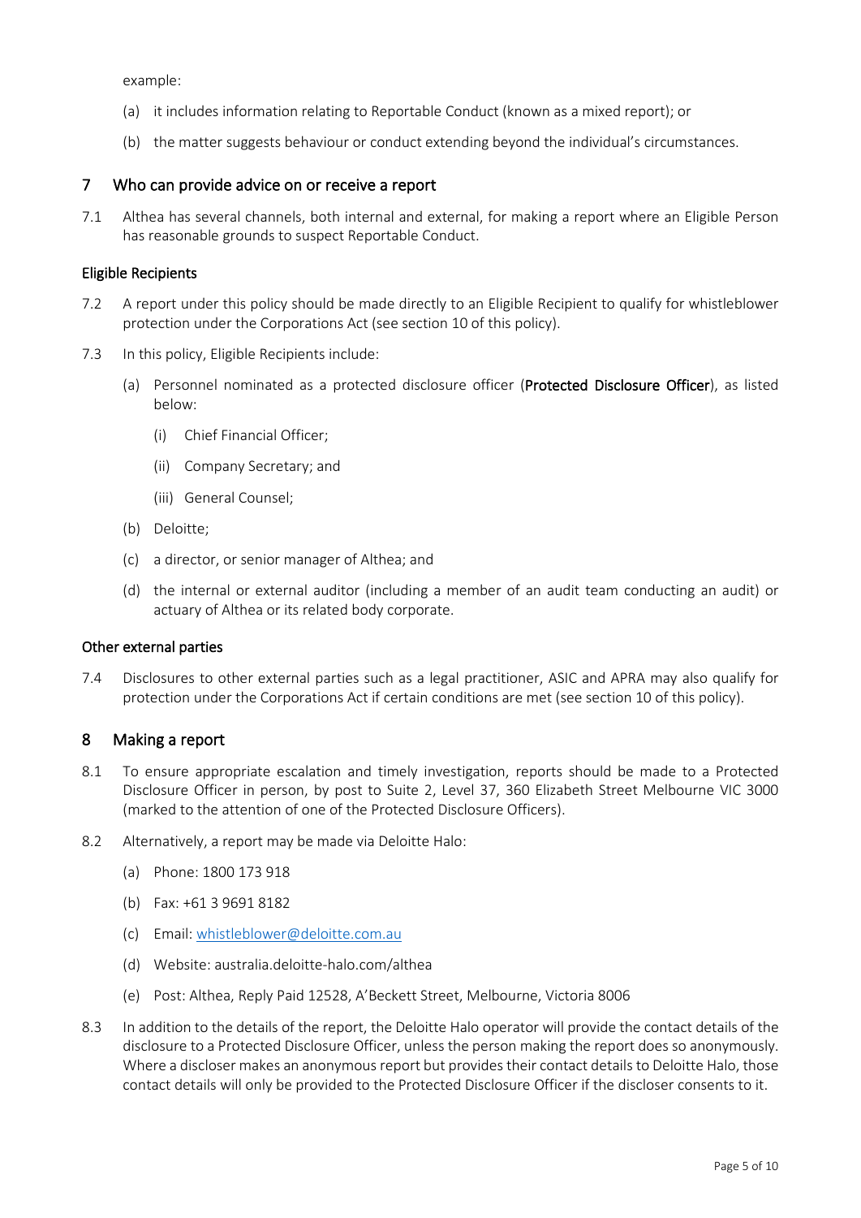example:

(a) it includes information relating to Reportable Conduct (known as a mixed report); or

(b) the matter suggests behaviour or conduct extending beyond the individual's circumstances.

## 7 Who can provide advice on or receive a report

7.1 Althea has several channels, both internal and external, for making a report where an Eligible Person has reasonable grounds to suspect Reportable Conduct.

### Eligible Recipients

7.2 A report under this policy should be made directly to an Eligible Recipient to qualify for whistleblower protection under the Corporations Act (see section 10 of this policy).

7.3 In this policy, Eligible Recipients include:

(a) Personnel nominated as a protected disclosure officer (**Protected Disclosure Officer**), as listed below:

(i) Chief Financial Officer;

(ii) Company Secretary; and

(iii) General Counsel;

(b) Deloitte;

(c) a director, or senior manager of Althea; and

(d) the internal or external auditor (including a member of an audit team conducting an audit) or actuary of Althea or its related body corporate.

### Other external parties

7.4 Disclosures to other external parties such as a legal practitioner, ASIC and APRA may also qualify for protection under the Corporations Act if certain conditions are met (see section 10 of this policy).

## 8 Making a report

8.1 To ensure appropriate escalation and timely investigation, reports should be made to a Protected Disclosure Officer in person, by post to Suite 2, Level 37, 360 Elizabeth Street Melbourne VIC 3000 (marked to the attention of one of the Protected Disclosure Officers).

8.2 Alternatively, a report may be made via Deloitte Halo:

(a) Phone: 1800 173 918

(b) Fax: +61 3 9691 8182

(c) Email: [whistleblower@deloitte.com.au](mailto:whistleblower@deloitte.com.au)

(d) Website: australia.deloitte-halo.com/althea

(e) Post: Althea, Reply Paid 12528, A'Beckett Street, Melbourne, Victoria 8006

8.3 In addition to the details of the report, the Deloitte Halo operator will provide the contact details of the disclosure to a Protected Disclosure Officer, unless the person making the report does so anonymously. Where a discloser makes an anonymous report but provides their contact details to Deloitte Halo, those contact details will only be provided to the Protected Disclosure Officer if the discloser consents to it.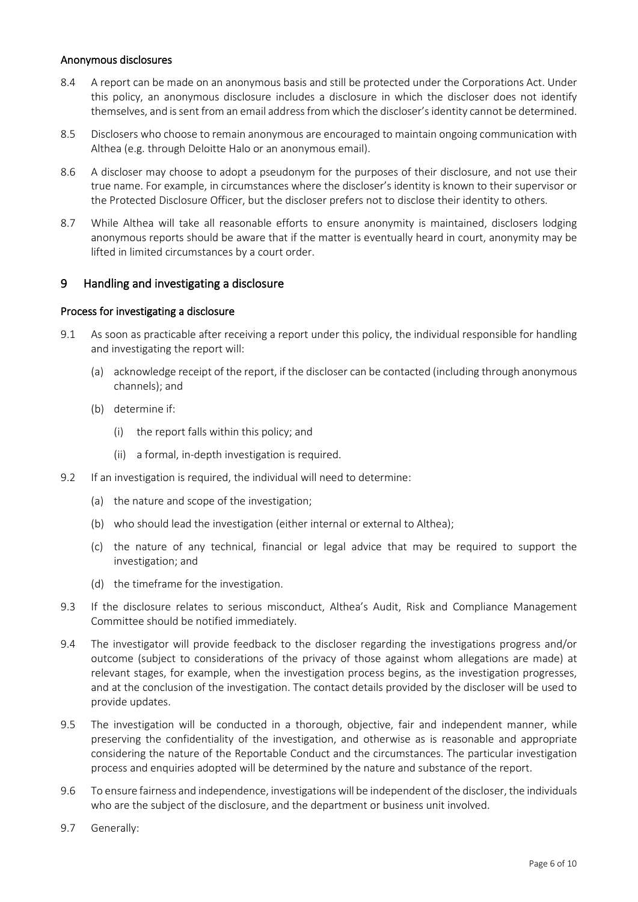### Anonymous disclosures

8.4 A report can be made on an anonymous basis and still be protected under the Corporations Act. Under this policy, an anonymous disclosure includes a disclosure in which the discloser does not identify themselves, and is sent from an email address from which the discloser's identity cannot be determined.

8.5 Disclosers who choose to remain anonymous are encouraged to maintain ongoing communication with Althea (e.g. through Deloitte Halo or an anonymous email).

8.6 A discloser may choose to adopt a pseudonym for the purposes of their disclosure, and not use their true name. For example, in circumstances where the discloser's identity is known to their supervisor or the Protected Disclosure Officer, but the discloser prefers not to disclose their identity to others.

8.7 While Althea will take all reasonable efforts to ensure anonymity is maintained, disclosers lodging anonymous reports should be aware that if the matter is eventually heard in court, anonymity may be lifted in limited circumstances by a court order.

## 9 Handling and investigating a disclosure

### Process for investigating a disclosure

9.1 As soon as practicable after receiving a report under this policy, the individual responsible for handling and investigating the report will:

(a) acknowledge receipt of the report, if the discloser can be contacted (including through anonymous channels); and

(b) determine if:

(i) the report falls within this policy; and

(ii) a formal, in-depth investigation is required.

9.2 If an investigation is required, the individual will need to determine:

(a) the nature and scope of the investigation;

(b) who should lead the investigation (either internal or external to Althea);

(c) the nature of any technical, financial or legal advice that may be required to support the investigation; and

(d) the timeframe for the investigation.

9.3 If the disclosure relates to serious misconduct, Althea's Audit, Risk and Compliance Management Committee should be notified immediately.

9.4 The investigator will provide feedback to the discloser regarding the investigations progress and/or outcome (subject to considerations of the privacy of those against whom allegations are made) at relevant stages, for example, when the investigation process begins, as the investigation progresses, and at the conclusion of the investigation. The contact details provided by the discloser will be used to provide updates.

9.5 The investigation will be conducted in a thorough, objective, fair and independent manner, while preserving the confidentiality of the investigation, and otherwise as is reasonable and appropriate considering the nature of the Reportable Conduct and the circumstances. The particular investigation process and enquiries adopted will be determined by the nature and substance of the report.

9.6 To ensure fairness and independence, investigations will be independent of the discloser, the individuals who are the subject of the disclosure, and the department or business unit involved.

9.7 Generally: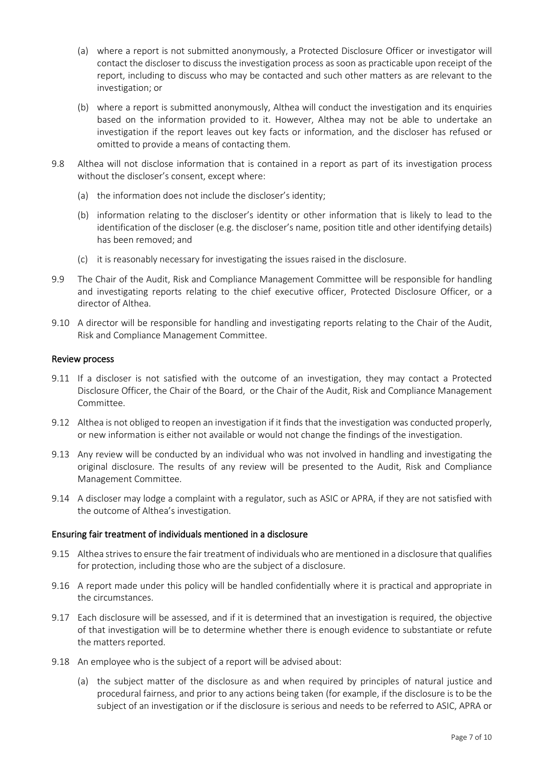(a) where a report is not submitted anonymously, a Protected Disclosure Officer or investigator will contact the discloser to discuss the investigation process as soon as practicable upon receipt of the report, including to discuss who may be contacted and such other matters as are relevant to the investigation; or

(b) where a report is submitted anonymously, Althea will conduct the investigation and its enquiries based on the information provided to it. However, Althea may not be able to undertake an investigation if the report leaves out key facts or information, and the discloser has refused or omitted to provide a means of contacting them.

9.8 Althea will not disclose information that is contained in a report as part of its investigation process without the discloser's consent, except where:

(a) the information does not include the discloser's identity;

(b) information relating to the discloser's identity or other information that is likely to lead to the identification of the discloser (e.g. the discloser's name, position title and other identifying details) has been removed; and

(c) it is reasonably necessary for investigating the issues raised in the disclosure.

9.9 The Chair of the Audit, Risk and Compliance Management Committee will be responsible for handling and investigating reports relating to the chief executive officer, Protected Disclosure Officer, or a director of Althea.

9.10 A director will be responsible for handling and investigating reports relating to the Chair of the Audit, Risk and Compliance Management Committee.

## Review process

9.11 If a discloser is not satisfied with the outcome of an investigation, they may contact a Protected Disclosure Officer, the Chair of the Board, or the Chair of the Audit, Risk and Compliance Management Committee.

9.12 Althea is not obliged to reopen an investigation if it finds that the investigation was conducted properly, or new information is either not available or would not change the findings of the investigation.

9.13 Any review will be conducted by an individual who was not involved in handling and investigating the original disclosure. The results of any review will be presented to the Audit, Risk and Compliance Management Committee.

9.14 A discloser may lodge a complaint with a regulator, such as ASIC or APRA, if they are not satisfied with the outcome of Althea's investigation.

## Ensuring fair treatment of individuals mentioned in a disclosure

9.15 Althea strives to ensure the fair treatment of individuals who are mentioned in a disclosure that qualifies for protection, including those who are the subject of a disclosure.

9.16 A report made under this policy will be handled confidentially where it is practical and appropriate in the circumstances.

9.17 Each disclosure will be assessed, and if it is determined that an investigation is required, the objective of that investigation will be to determine whether there is enough evidence to substantiate or refute the matters reported.

9.18 An employee who is the subject of a report will be advised about:

(a) the subject matter of the disclosure as and when required by principles of natural justice and procedural fairness, and prior to any actions being taken (for example, if the disclosure is to be the subject of an investigation or if the disclosure is serious and needs to be referred to ASIC, APRA or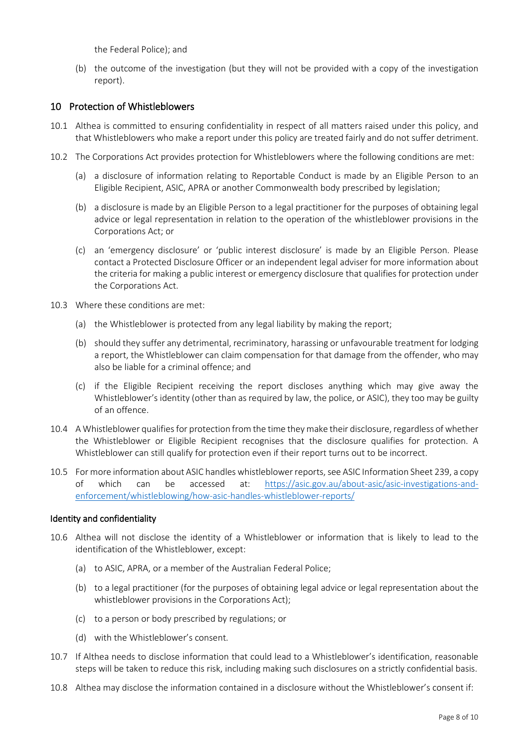the Federal Police); and

(b) the outcome of the investigation (but they will not be provided with a copy of the investigation report).

## 10 Protection of Whistleblowers

10.1 Althea is committed to ensuring confidentiality in respect of all matters raised under this policy, and that Whistleblowers who make a report under this policy are treated fairly and do not suffer detriment.

10.2 The Corporations Act provides protection for Whistleblowers where the following conditions are met:

(a) a disclosure of information relating to Reportable Conduct is made by an Eligible Person to an Eligible Recipient, ASIC, APRA or another Commonwealth body prescribed by legislation;

(b) a disclosure is made by an Eligible Person to a legal practitioner for the purposes of obtaining legal advice or legal representation in relation to the operation of the whistleblower provisions in the Corporations Act; or

(c) an 'emergency disclosure' or 'public interest disclosure' is made by an Eligible Person. Please contact a Protected Disclosure Officer or an independent legal adviser for more information about the criteria for making a public interest or emergency disclosure that qualifies for protection under the Corporations Act.

10.3 Where these conditions are met:

(a) the Whistleblower is protected from any legal liability by making the report;

(b) should they suffer any detrimental, recriminatory, harassing or unfavourable treatment for lodging a report, the Whistleblower can claim compensation for that damage from the offender, who may also be liable for a criminal offence; and

(c) if the Eligible Recipient receiving the report discloses anything which may give away the Whistleblower's identity (other than as required by law, the police, or ASIC), they too may be guilty of an offence.

10.4 A Whistleblower qualifies for protection from the time they make their disclosure, regardless of whether the Whistleblower or Eligible Recipient recognises that the disclosure qualifies for protection. A Whistleblower can still qualify for protection even if their report turns out to be incorrect.

10.5 For more information about ASIC handles whistleblower reports, see ASIC Information Sheet 239, a copy of which can be accessed at: [https://asic.gov.au/about-asic/asic-investigations-and-enforcement/whistleblowing/how-asic-handles-whistleblower-reports/](https://asic.gov.au/about-asic/asic-investigations-and-enforcement/whistleblowing/how-asic-handles-whistleblower-reports/)

### Identity and confidentiality

10.6 Althea will not disclose the identity of a Whistleblower or information that is likely to lead to the identification of the Whistleblower, except:

(a) to ASIC, APRA, or a member of the Australian Federal Police;

(b) to a legal practitioner (for the purposes of obtaining legal advice or legal representation about the whistleblower provisions in the Corporations Act);

(c) to a person or body prescribed by regulations; or

(d) with the Whistleblower's consent.

10.7 If Althea needs to disclose information that could lead to a Whistleblower's identification, reasonable steps will be taken to reduce this risk, including making such disclosures on a strictly confidential basis.

10.8 Althea may disclose the information contained in a disclosure without the Whistleblower's consent if: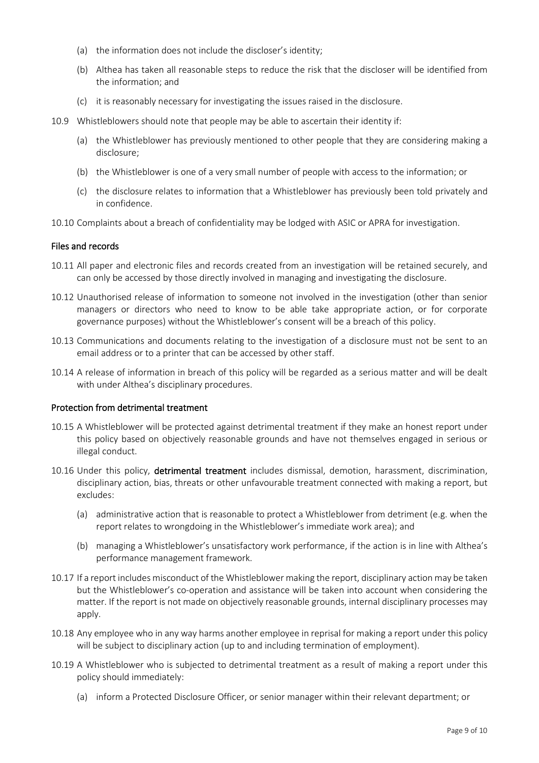(a) the information does not include the discloser's identity;

(b) Althea has taken all reasonable steps to reduce the risk that the discloser will be identified from the information; and

(c) it is reasonably necessary for investigating the issues raised in the disclosure.

10.9 Whistleblowers should note that people may be able to ascertain their identity if:

(a) the Whistleblower has previously mentioned to other people that they are considering making a disclosure;

(b) the Whistleblower is one of a very small number of people with access to the information; or

(c) the disclosure relates to information that a Whistleblower has previously been told privately and in confidence.

10.10 Complaints about a breach of confidentiality may be lodged with ASIC or APRA for investigation.

### Files and records

10.11 All paper and electronic files and records created from an investigation will be retained securely, and can only be accessed by those directly involved in managing and investigating the disclosure.

10.12 Unauthorised release of information to someone not involved in the investigation (other than senior managers or directors who need to know to be able take appropriate action, or for corporate governance purposes) without the Whistleblower's consent will be a breach of this policy.

10.13 Communications and documents relating to the investigation of a disclosure must not be sent to an email address or to a printer that can be accessed by other staff.

10.14 A release of information in breach of this policy will be regarded as a serious matter and will be dealt with under Althea's disciplinary procedures.

### Protection from detrimental treatment

10.15 A Whistleblower will be protected against detrimental treatment if they make an honest report under this policy based on objectively reasonable grounds and have not themselves engaged in serious or illegal conduct.

10.16 Under this policy, **detrimental treatment** includes dismissal, demotion, harassment, discrimination, disciplinary action, bias, threats or other unfavourable treatment connected with making a report, but excludes:

(a) administrative action that is reasonable to protect a Whistleblower from detriment (e.g. when the report relates to wrongdoing in the Whistleblower's immediate work area); and

(b) managing a Whistleblower's unsatisfactory work performance, if the action is in line with Althea's performance management framework.

10.17 If a report includes misconduct of the Whistleblower making the report, disciplinary action may be taken but the Whistleblower's co-operation and assistance will be taken into account when considering the matter. If the report is not made on objectively reasonable grounds, internal disciplinary processes may apply.

10.18 Any employee who in any way harms another employee in reprisal for making a report under this policy will be subject to disciplinary action (up to and including termination of employment).

10.19 A Whistleblower who is subjected to detrimental treatment as a result of making a report under this policy should immediately:

(a) inform a Protected Disclosure Officer, or senior manager within their relevant department; or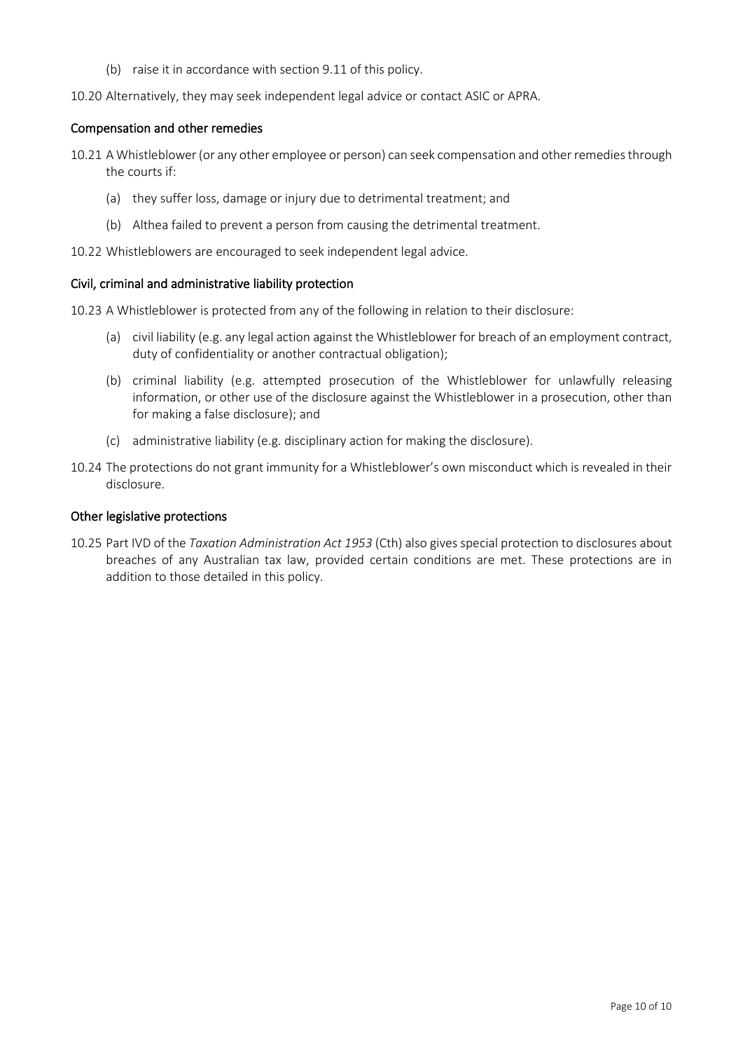(b) raise it in accordance with section 9.11 of this policy.

10.20 Alternatively, they may seek independent legal advice or contact ASIC or APRA.

### Compensation and other remedies

10.21 A Whistleblower (or any other employee or person) can seek compensation and other remedies through the courts if:

(a) they suffer loss, damage or injury due to detrimental treatment; and

(b) Althea failed to prevent a person from causing the detrimental treatment.

10.22 Whistleblowers are encouraged to seek independent legal advice.

### Civil, criminal and administrative liability protection

10.23 A Whistleblower is protected from any of the following in relation to their disclosure:

(a) civil liability (e.g. any legal action against the Whistleblower for breach of an employment contract, duty of confidentiality or another contractual obligation);

(b) criminal liability (e.g. attempted prosecution of the Whistleblower for unlawfully releasing information, or other use of the disclosure against the Whistleblower in a prosecution, other than for making a false disclosure); and

(c) administrative liability (e.g. disciplinary action for making the disclosure).

10.24 The protections do not grant immunity for a Whistleblower's own misconduct which is revealed in their disclosure.

### Other legislative protections

10.25 Part IVD of the *Taxation Administration Act 1953* (Cth) also gives special protection to disclosures about breaches of any Australian tax law, provided certain conditions are met. These protections are in addition to those detailed in this policy.